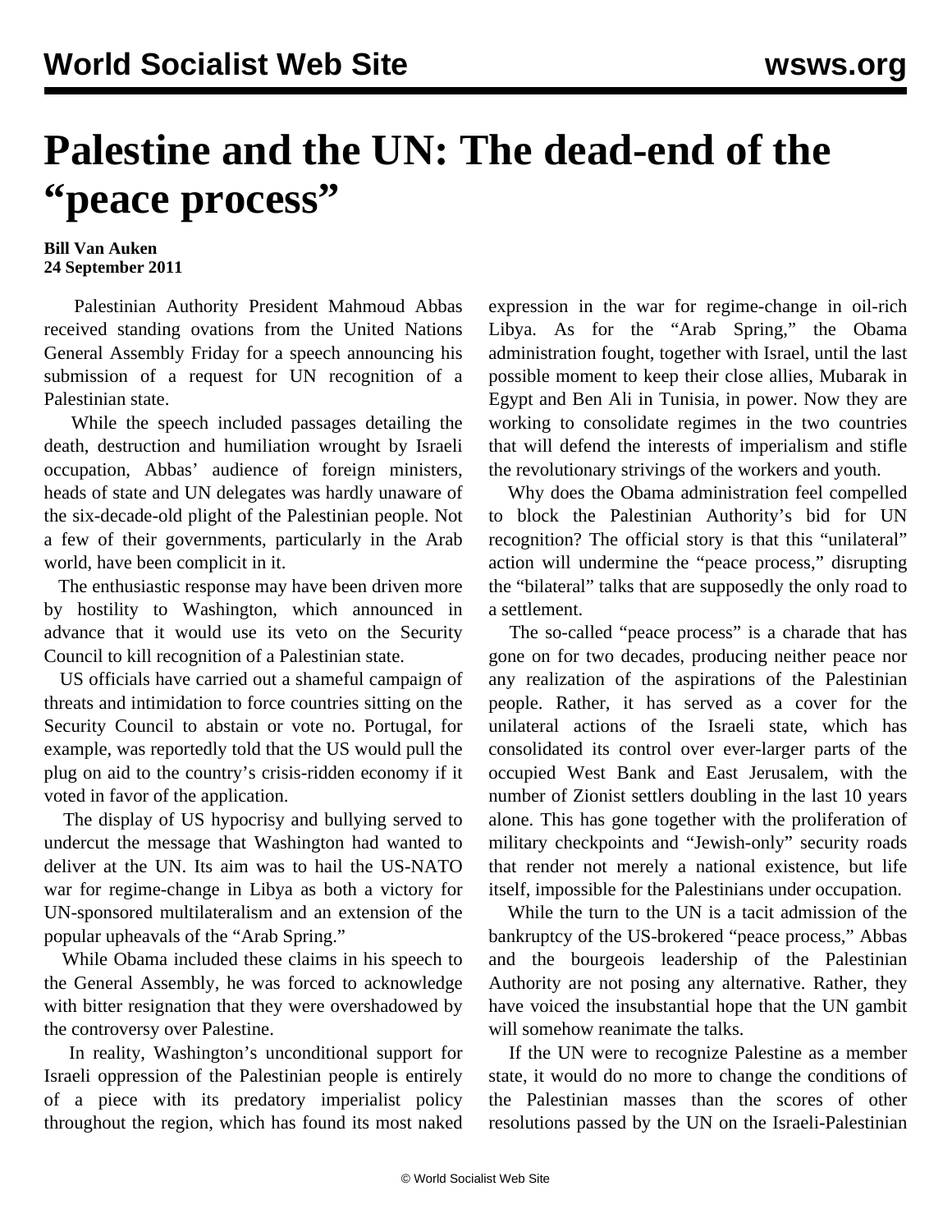# Palestine and the UN: The dead-end of the "peace process"

**Bill Van Auken**
**24 September 2011**

Palestinian Authority President Mahmoud Abbas received standing ovations from the United Nations General Assembly Friday for a speech announcing his submission of a request for UN recognition of a Palestinian state.

While the speech included passages detailing the death, destruction and humiliation wrought by Israeli occupation, Abbas' audience of foreign ministers, heads of state and UN delegates was hardly unaware of the six-decade-old plight of the Palestinian people. Not a few of their governments, particularly in the Arab world, have been complicit in it.

The enthusiastic response may have been driven more by hostility to Washington, which announced in advance that it would use its veto on the Security Council to kill recognition of a Palestinian state.

US officials have carried out a shameful campaign of threats and intimidation to force countries sitting on the Security Council to abstain or vote no. Portugal, for example, was reportedly told that the US would pull the plug on aid to the country's crisis-ridden economy if it voted in favor of the application.

The display of US hypocrisy and bullying served to undercut the message that Washington had wanted to deliver at the UN. Its aim was to hail the US-NATO war for regime-change in Libya as both a victory for UN-sponsored multilateralism and an extension of the popular upheavals of the "Arab Spring."

While Obama included these claims in his speech to the General Assembly, he was forced to acknowledge with bitter resignation that they were overshadowed by the controversy over Palestine.

In reality, Washington's unconditional support for Israeli oppression of the Palestinian people is entirely of a piece with its predatory imperialist policy throughout the region, which has found its most naked expression in the war for regime-change in oil-rich Libya. As for the "Arab Spring," the Obama administration fought, together with Israel, until the last possible moment to keep their close allies, Mubarak in Egypt and Ben Ali in Tunisia, in power. Now they are working to consolidate regimes in the two countries that will defend the interests of imperialism and stifle the revolutionary strivings of the workers and youth.

Why does the Obama administration feel compelled to block the Palestinian Authority's bid for UN recognition? The official story is that this "unilateral" action will undermine the "peace process," disrupting the "bilateral" talks that are supposedly the only road to a settlement.

The so-called "peace process" is a charade that has gone on for two decades, producing neither peace nor any realization of the aspirations of the Palestinian people. Rather, it has served as a cover for the unilateral actions of the Israeli state, which has consolidated its control over ever-larger parts of the occupied West Bank and East Jerusalem, with the number of Zionist settlers doubling in the last 10 years alone. This has gone together with the proliferation of military checkpoints and "Jewish-only" security roads that render not merely a national existence, but life itself, impossible for the Palestinians under occupation.

While the turn to the UN is a tacit admission of the bankruptcy of the US-brokered "peace process," Abbas and the bourgeois leadership of the Palestinian Authority are not posing any alternative. Rather, they have voiced the insubstantial hope that the UN gambit will somehow reanimate the talks.

If the UN were to recognize Palestine as a member state, it would do no more to change the conditions of the Palestinian masses than the scores of other resolutions passed by the UN on the Israeli-Palestinian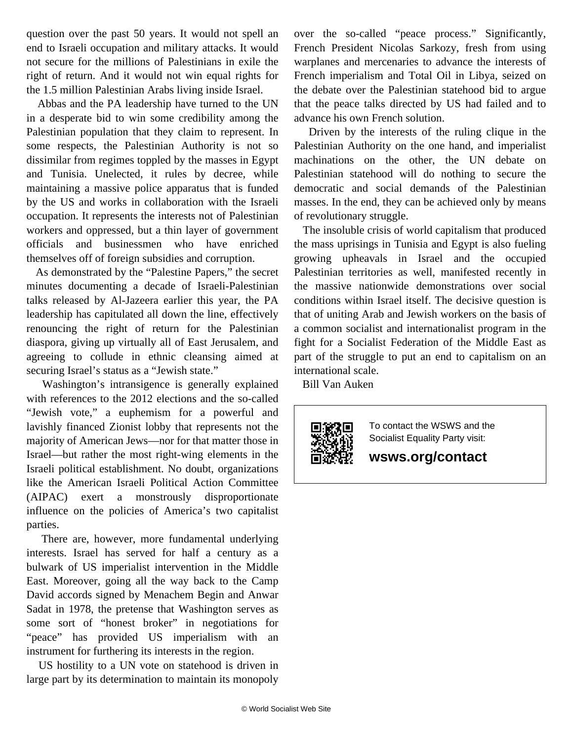question over the past 50 years. It would not spell an end to Israeli occupation and military attacks. It would not secure for the millions of Palestinians in exile the right of return. And it would not win equal rights for the 1.5 million Palestinian Arabs living inside Israel.

Abbas and the PA leadership have turned to the UN in a desperate bid to win some credibility among the Palestinian population that they claim to represent. In some respects, the Palestinian Authority is not so dissimilar from regimes toppled by the masses in Egypt and Tunisia. Unelected, it rules by decree, while maintaining a massive police apparatus that is funded by the US and works in collaboration with the Israeli occupation. It represents the interests not of Palestinian workers and oppressed, but a thin layer of government officials and businessmen who have enriched themselves off of foreign subsidies and corruption.

As demonstrated by the "Palestine Papers," the secret minutes documenting a decade of Israeli-Palestinian talks released by Al-Jazeera earlier this year, the PA leadership has capitulated all down the line, effectively renouncing the right of return for the Palestinian diaspora, giving up virtually all of East Jerusalem, and agreeing to collude in ethnic cleansing aimed at securing Israel's status as a "Jewish state."

Washington's intransigence is generally explained with references to the 2012 elections and the so-called "Jewish vote," a euphemism for a powerful and lavishly financed Zionist lobby that represents not the majority of American Jews—nor for that matter those in Israel—but rather the most right-wing elements in the Israeli political establishment. No doubt, organizations like the American Israeli Political Action Committee (AIPAC) exert a monstrously disproportionate influence on the policies of America's two capitalist parties.

There are, however, more fundamental underlying interests. Israel has served for half a century as a bulwark of US imperialist intervention in the Middle East. Moreover, going all the way back to the Camp David accords signed by Menachem Begin and Anwar Sadat in 1978, the pretense that Washington serves as some sort of "honest broker" in negotiations for "peace" has provided US imperialism with an instrument for furthering its interests in the region.

US hostility to a UN vote on statehood is driven in large part by its determination to maintain its monopoly over the so-called "peace process." Significantly, French President Nicolas Sarkozy, fresh from using warplanes and mercenaries to advance the interests of French imperialism and Total Oil in Libya, seized on the debate over the Palestinian statehood bid to argue that the peace talks directed by US had failed and to advance his own French solution.

Driven by the interests of the ruling clique in the Palestinian Authority on the one hand, and imperialist machinations on the other, the UN debate on Palestinian statehood will do nothing to secure the democratic and social demands of the Palestinian masses. In the end, they can be achieved only by means of revolutionary struggle.

The insoluble crisis of world capitalism that produced the mass uprisings in Tunisia and Egypt is also fueling growing upheavals in Israel and the occupied Palestinian territories as well, manifested recently in the massive nationwide demonstrations over social conditions within Israel itself. The decisive question is that of uniting Arab and Jewish workers on the basis of a common socialist and internationalist program in the fight for a Socialist Federation of the Middle East as part of the struggle to put an end to capitalism on an international scale.

Bill Van Auken

To contact the WSWS and the Socialist Equality Party visit:

**wsws.org/contact**